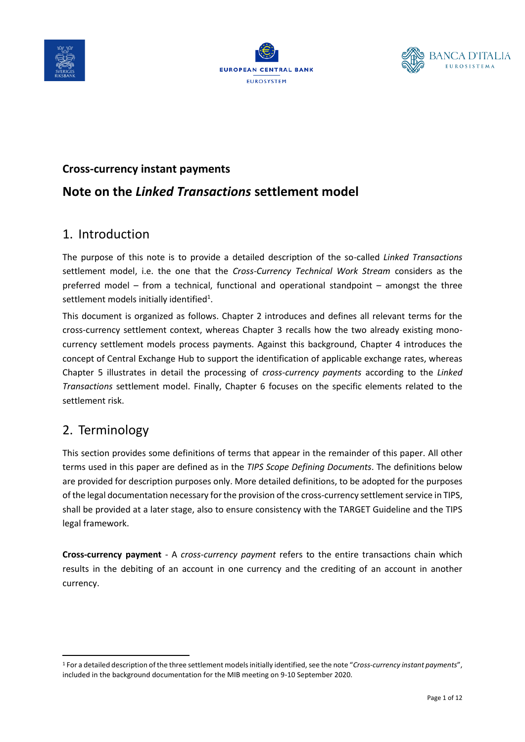**Cross-currency instant payments**

# Note on the *Linked Transactions* settlement model

## 1. Introduction

The purpose of this note is to provide a detailed description of the so-called *Linked Transactions* settlement model, i.e. the one that the *Cross-Currency Technical Work Stream* considers as the preferred model – from a technical, functional and operational standpoint – amongst the three settlement models initially identified[1].

This document is organized as follows. Chapter 2 introduces and defines all relevant terms for the cross-currency settlement context, whereas Chapter 3 recalls how the two already existing mono-currency settlement models process payments. Against this background, Chapter 4 introduces the concept of Central Exchange Hub to support the identification of applicable exchange rates, whereas Chapter 5 illustrates in detail the processing of *cross-currency payments* according to the *Linked Transactions* settlement model. Finally, Chapter 6 focuses on the specific elements related to the settlement risk.

## 2. Terminology

This section provides some definitions of terms that appear in the remainder of this paper. All other terms used in this paper are defined as in the *TIPS Scope Defining Documents*. The definitions below are provided for description purposes only. More detailed definitions, to be adopted for the purposes of the legal documentation necessary for the provision of the cross-currency settlement service in TIPS, shall be provided at a later stage, also to ensure consistency with the TARGET Guideline and the TIPS legal framework.

**Cross-currency payment** - A *cross-currency payment* refers to the entire transactions chain which results in the debiting of an account in one currency and the crediting of an account in another currency.

[1] For a detailed description of the three settlement models initially identified, see the note "*Cross-currency instant payments*", included in the background documentation for the MIB meeting on 9-10 September 2020.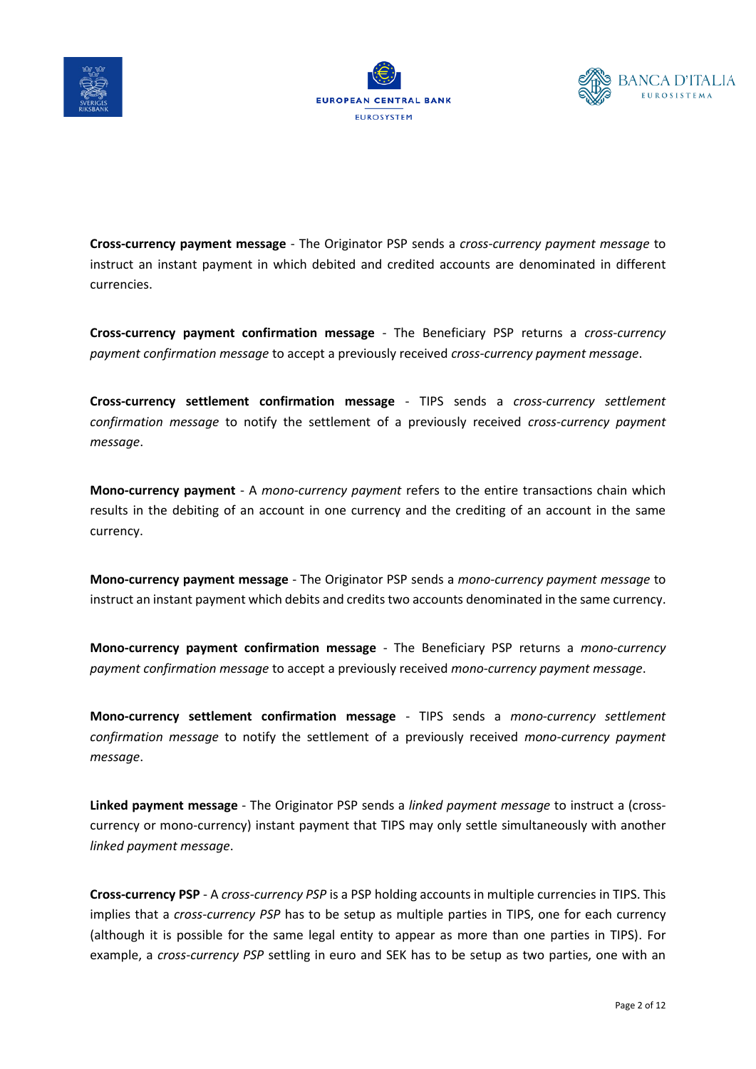**Cross-currency payment message** - The Originator PSP sends a *cross-currency payment message* to instruct an instant payment in which debited and credited accounts are denominated in different currencies.

**Cross-currency payment confirmation message** - The Beneficiary PSP returns a *cross-currency payment confirmation message* to accept a previously received *cross-currency payment message*.

**Cross-currency settlement confirmation message** - TIPS sends a *cross-currency settlement confirmation message* to notify the settlement of a previously received *cross-currency payment message*.

**Mono-currency payment** - A *mono-currency payment* refers to the entire transactions chain which results in the debiting of an account in one currency and the crediting of an account in the same currency.

**Mono-currency payment message** - The Originator PSP sends a *mono-currency payment message* to instruct an instant payment which debits and credits two accounts denominated in the same currency.

**Mono-currency payment confirmation message** - The Beneficiary PSP returns a *mono-currency payment confirmation message* to accept a previously received *mono-currency payment message*.

**Mono-currency settlement confirmation message** - TIPS sends a *mono-currency settlement confirmation message* to notify the settlement of a previously received *mono-currency payment message*.

**Linked payment message** - The Originator PSP sends a *linked payment message* to instruct a (cross-currency or mono-currency) instant payment that TIPS may only settle simultaneously with another *linked payment message*.

**Cross-currency PSP** - A *cross-currency PSP* is a PSP holding accounts in multiple currencies in TIPS. This implies that a *cross-currency PSP* has to be setup as multiple parties in TIPS, one for each currency (although it is possible for the same legal entity to appear as more than one parties in TIPS). For example, a *cross-currency PSP* settling in euro and SEK has to be setup as two parties, one with an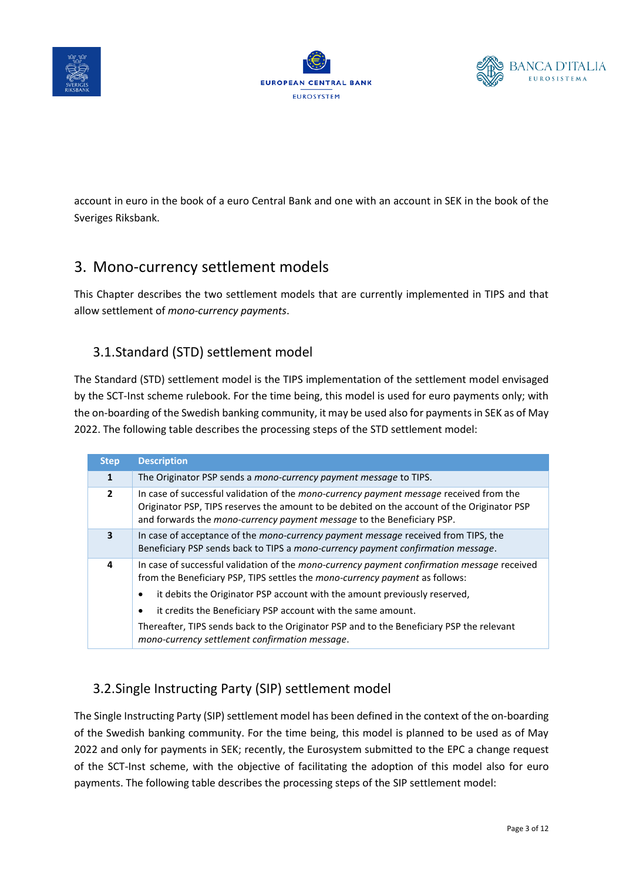account in euro in the book of a euro Central Bank and one with an account in SEK in the book of the Sveriges Riksbank.

# 3. Mono-currency settlement models

This Chapter describes the two settlement models that are currently implemented in TIPS and that allow settlement of *mono-currency payments*.

## 3.1. Standard (STD) settlement model

The Standard (STD) settlement model is the TIPS implementation of the settlement model envisaged by the SCT-Inst scheme rulebook. For the time being, this model is used for euro payments only; with the on-boarding of the Swedish banking community, it may be used also for payments in SEK as of May 2022. The following table describes the processing steps of the STD settlement model:

| Step | Description |
|---|---|
| **1** | The Originator PSP sends a *mono-currency payment message* to TIPS. |
| **2** | In case of successful validation of the *mono-currency payment message* received from the Originator PSP, TIPS reserves the amount to be debited on the account of the Originator PSP and forwards the *mono-currency payment message* to the Beneficiary PSP. |
| **3** | In case of acceptance of the *mono-currency payment message* received from TIPS, the Beneficiary PSP sends back to TIPS a *mono-currency payment confirmation message*. |
| **4** | In case of successful validation of the *mono-currency payment confirmation message* received from the Beneficiary PSP, TIPS settles the *mono-currency payment* as follows:<br>• it debits the Originator PSP account with the amount previously reserved,<br>• it credits the Beneficiary PSP account with the same amount.<br>Thereafter, TIPS sends back to the Originator PSP and to the Beneficiary PSP the relevant *mono-currency settlement confirmation message*. |

## 3.2. Single Instructing Party (SIP) settlement model

The Single Instructing Party (SIP) settlement model has been defined in the context of the on-boarding of the Swedish banking community. For the time being, this model is planned to be used as of May 2022 and only for payments in SEK; recently, the Eurosystem submitted to the EPC a change request of the SCT-Inst scheme, with the objective of facilitating the adoption of this model also for euro payments. The following table describes the processing steps of the SIP settlement model: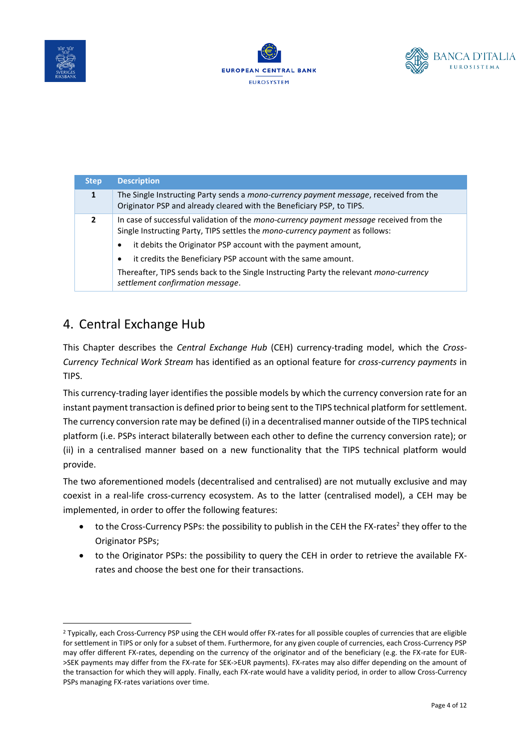| Step | Description |
|---|---|
| 1 | The Single Instructing Party sends a *mono-currency payment message*, received from the Originator PSP and already cleared with the Beneficiary PSP, to TIPS. |
| 2 | In case of successful validation of the *mono-currency payment message* received from the Single Instructing Party, TIPS settles the *mono-currency payment* as follows:<br>• it debits the Originator PSP account with the payment amount,<br>• it credits the Beneficiary PSP account with the same amount.<br>Thereafter, TIPS sends back to the Single Instructing Party the relevant *mono-currency settlement confirmation message*. |

# 4. Central Exchange Hub

This Chapter describes the *Central Exchange Hub* (CEH) currency-trading model, which the *Cross-Currency Technical Work Stream* has identified as an optional feature for *cross-currency payments* in TIPS.

This currency-trading layer identifies the possible models by which the currency conversion rate for an instant payment transaction is defined prior to being sent to the TIPS technical platform for settlement. The currency conversion rate may be defined (i) in a decentralised manner outside of the TIPS technical platform (i.e. PSPs interact bilaterally between each other to define the currency conversion rate); or (ii) in a centralised manner based on a new functionality that the TIPS technical platform would provide.

The two aforementioned models (decentralised and centralised) are not mutually exclusive and may coexist in a real-life cross-currency ecosystem. As to the latter (centralised model), a CEH may be implemented, in order to offer the following features:

- to the Cross-Currency PSPs: the possibility to publish in the CEH the FX-rates[2] they offer to the Originator PSPs;
- to the Originator PSPs: the possibility to query the CEH in order to retrieve the available FX-rates and choose the best one for their transactions.

[2] Typically, each Cross-Currency PSP using the CEH would offer FX-rates for all possible couples of currencies that are eligible for settlement in TIPS or only for a subset of them. Furthermore, for any given couple of currencies, each Cross-Currency PSP may offer different FX-rates, depending on the currency of the originator and of the beneficiary (e.g. the FX-rate for EUR->SEK payments may differ from the FX-rate for SEK->EUR payments). FX-rates may also differ depending on the amount of the transaction for which they will apply. Finally, each FX-rate would have a validity period, in order to allow Cross-Currency PSPs managing FX-rates variations over time.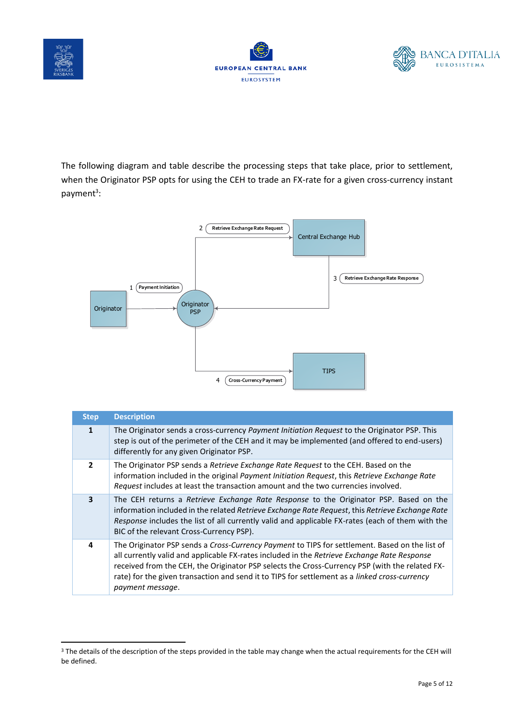The following diagram and table describe the processing steps that take place, prior to settlement, when the Originator PSP opts for using the CEH to trade an FX-rate for a given cross-currency instant payment[3]:

| Step | Description |
|---|---|
| **1** | The Originator sends a cross-currency *Payment Initiation Request* to the Originator PSP. This step is out of the perimeter of the CEH and it may be implemented (and offered to end-users) differently for any given Originator PSP. |
| **2** | The Originator PSP sends a *Retrieve Exchange Rate Request* to the CEH. Based on the information included in the original *Payment Initiation Request*, this *Retrieve Exchange Rate Request* includes at least the transaction amount and the two currencies involved. |
| **3** | The CEH returns a *Retrieve Exchange Rate Response* to the Originator PSP. Based on the information included in the related *Retrieve Exchange Rate Request*, this *Retrieve Exchange Rate Response* includes the list of all currently valid and applicable FX-rates (each of them with the BIC of the relevant Cross-Currency PSP). |
| **4** | The Originator PSP sends a *Cross-Currency Payment* to TIPS for settlement. Based on the list of all currently valid and applicable FX-rates included in the *Retrieve Exchange Rate Response* received from the CEH, the Originator PSP selects the Cross-Currency PSP (with the related FX-rate) for the given transaction and send it to TIPS for settlement as a *linked cross-currency payment message*. |

[3] The details of the description of the steps provided in the table may change when the actual requirements for the CEH will be defined.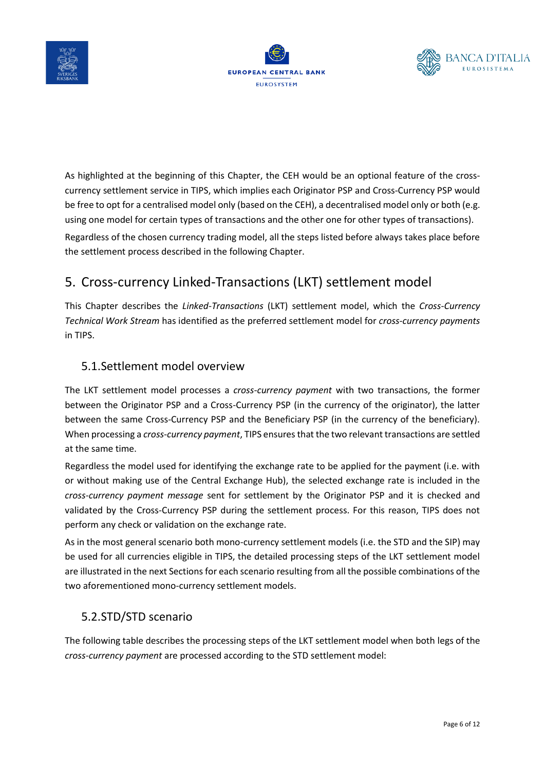As highlighted at the beginning of this Chapter, the CEH would be an optional feature of the cross-currency settlement service in TIPS, which implies each Originator PSP and Cross-Currency PSP would be free to opt for a centralised model only (based on the CEH), a decentralised model only or both (e.g. using one model for certain types of transactions and the other one for other types of transactions).

Regardless of the chosen currency trading model, all the steps listed before always takes place before the settlement process described in the following Chapter.

## 5. Cross-currency Linked-Transactions (LKT) settlement model

This Chapter describes the *Linked-Transactions* (LKT) settlement model, which the *Cross-Currency Technical Work Stream* has identified as the preferred settlement model for *cross-currency payments* in TIPS.

### 5.1. Settlement model overview

The LKT settlement model processes a *cross-currency payment* with two transactions, the former between the Originator PSP and a Cross-Currency PSP (in the currency of the originator), the latter between the same Cross-Currency PSP and the Beneficiary PSP (in the currency of the beneficiary). When processing a *cross-currency payment*, TIPS ensures that the two relevant transactions are settled at the same time.

Regardless the model used for identifying the exchange rate to be applied for the payment (i.e. with or without making use of the Central Exchange Hub), the selected exchange rate is included in the *cross-currency payment message* sent for settlement by the Originator PSP and it is checked and validated by the Cross-Currency PSP during the settlement process. For this reason, TIPS does not perform any check or validation on the exchange rate.

As in the most general scenario both mono-currency settlement models (i.e. the STD and the SIP) may be used for all currencies eligible in TIPS, the detailed processing steps of the LKT settlement model are illustrated in the next Sections for each scenario resulting from all the possible combinations of the two aforementioned mono-currency settlement models.

### 5.2. STD/STD scenario

The following table describes the processing steps of the LKT settlement model when both legs of the *cross-currency payment* are processed according to the STD settlement model: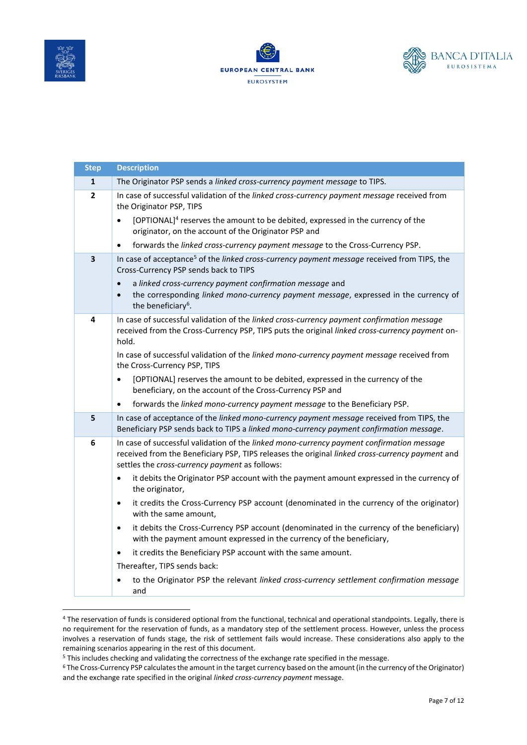| Step | Description |
|---|---|
| **1** | The Originator PSP sends a *linked cross-currency payment message* to TIPS. |
| **2** | In case of successful validation of the *linked cross-currency payment message* received from the Originator PSP, TIPS<br>• [OPTIONAL][4] reserves the amount to be debited, expressed in the currency of the originator, on the account of the Originator PSP and<br>• forwards the *linked cross-currency payment message* to the Cross-Currency PSP. |
| **3** | In case of acceptance[5] of the *linked cross-currency payment message* received from TIPS, the Cross-Currency PSP sends back to TIPS<br>• a *linked cross-currency payment confirmation message* and<br>• the corresponding *linked mono-currency payment message*, expressed in the currency of the beneficiary[6]. |
| **4** | In case of successful validation of the *linked cross-currency payment confirmation message* received from the Cross-Currency PSP, TIPS puts the original *linked cross-currency payment* on-hold.<br>In case of successful validation of the *linked mono-currency payment message* received from the Cross-Currency PSP, TIPS<br>• [OPTIONAL] reserves the amount to be debited, expressed in the currency of the beneficiary, on the account of the Cross-Currency PSP and<br>• forwards the *linked mono-currency payment message* to the Beneficiary PSP. |
| **5** | In case of acceptance of the *linked mono-currency payment message* received from TIPS, the Beneficiary PSP sends back to TIPS a *linked mono-currency payment confirmation message*. |
| **6** | In case of successful validation of the *linked mono-currency payment confirmation message* received from the Beneficiary PSP, TIPS releases the original *linked cross-currency payment* and settles the *cross-currency payment* as follows:<br>• it debits the Originator PSP account with the payment amount expressed in the currency of the originator,<br>• it credits the Cross-Currency PSP account (denominated in the currency of the originator) with the same amount,<br>• it debits the Cross-Currency PSP account (denominated in the currency of the beneficiary) with the payment amount expressed in the currency of the beneficiary,<br>• it credits the Beneficiary PSP account with the same amount.<br>Thereafter, TIPS sends back:<br>• to the Originator PSP the relevant *linked cross-currency settlement confirmation message* and |

[4] The reservation of funds is considered optional from the functional, technical and operational standpoints. Legally, there is no requirement for the reservation of funds, as a mandatory step of the settlement process. However, unless the process involves a reservation of funds stage, the risk of settlement fails would increase. These considerations also apply to the remaining scenarios appearing in the rest of this document.

[5] This includes checking and validating the correctness of the exchange rate specified in the message.

[6] The Cross-Currency PSP calculates the amount in the target currency based on the amount (in the currency of the Originator) and the exchange rate specified in the original *linked cross-currency payment* message.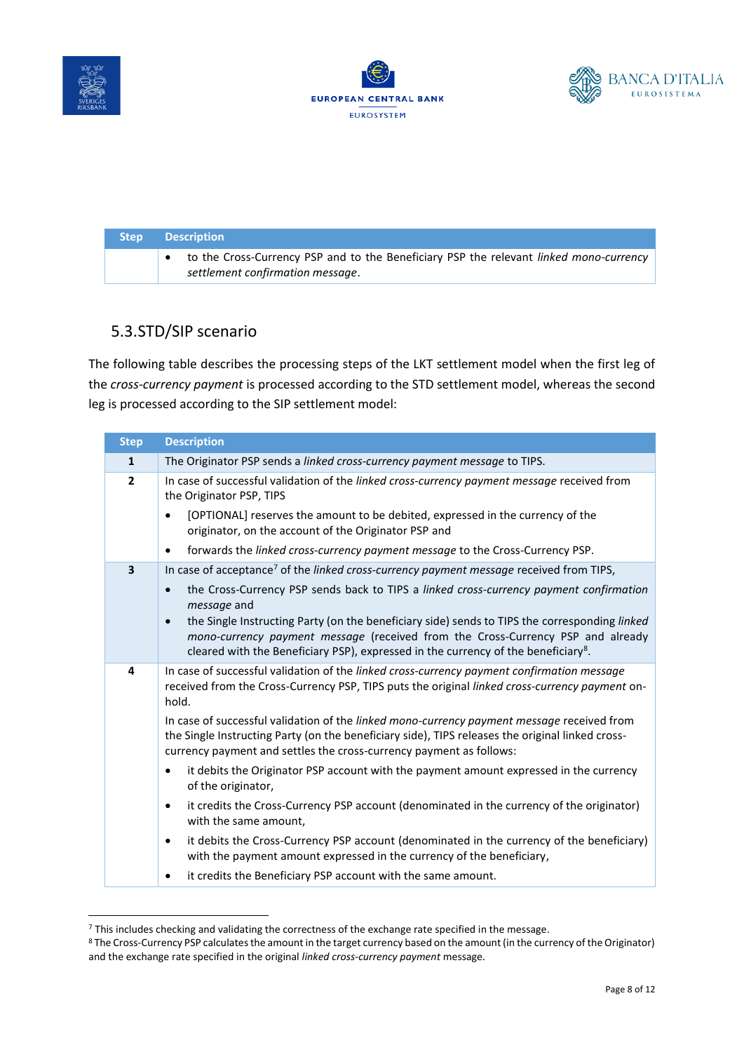| Step | Description |
|---|---|
| | • to the Cross-Currency PSP and to the Beneficiary PSP the relevant *linked mono-currency settlement confirmation message*. |

## 5.3. STD/SIP scenario

The following table describes the processing steps of the LKT settlement model when the first leg of the *cross-currency payment* is processed according to the STD settlement model, whereas the second leg is processed according to the SIP settlement model:

| Step | Description |
|---|---|
| **1** | The Originator PSP sends a *linked cross-currency payment message* to TIPS. |
| **2** | In case of successful validation of the *linked cross-currency payment message* received from the Originator PSP, TIPS<br>• [OPTIONAL] reserves the amount to be debited, expressed in the currency of the originator, on the account of the Originator PSP and<br>• forwards the *linked cross-currency payment message* to the Cross-Currency PSP. |
| **3** | In case of acceptance[7] of the *linked cross-currency payment message* received from TIPS,<br>• the Cross-Currency PSP sends back to TIPS a *linked cross-currency payment confirmation message* and<br>• the Single Instructing Party (on the beneficiary side) sends to TIPS the corresponding *linked mono-currency payment message* (received from the Cross-Currency PSP and already cleared with the Beneficiary PSP), expressed in the currency of the beneficiary[8]. |
| **4** | In case of successful validation of the *linked cross-currency payment confirmation message* received from the Cross-Currency PSP, TIPS puts the original *linked cross-currency payment* on-hold.<br>In case of successful validation of the *linked mono-currency payment message* received from the Single Instructing Party (on the beneficiary side), TIPS releases the original linked cross-currency payment and settles the cross-currency payment as follows:<br>• it debits the Originator PSP account with the payment amount expressed in the currency of the originator,<br>• it credits the Cross-Currency PSP account (denominated in the currency of the originator) with the same amount,<br>• it debits the Cross-Currency PSP account (denominated in the currency of the beneficiary) with the payment amount expressed in the currency of the beneficiary,<br>• it credits the Beneficiary PSP account with the same amount. |

[7] This includes checking and validating the correctness of the exchange rate specified in the message.

[8] The Cross-Currency PSP calculates the amount in the target currency based on the amount (in the currency of the Originator) and the exchange rate specified in the original *linked cross-currency payment* message.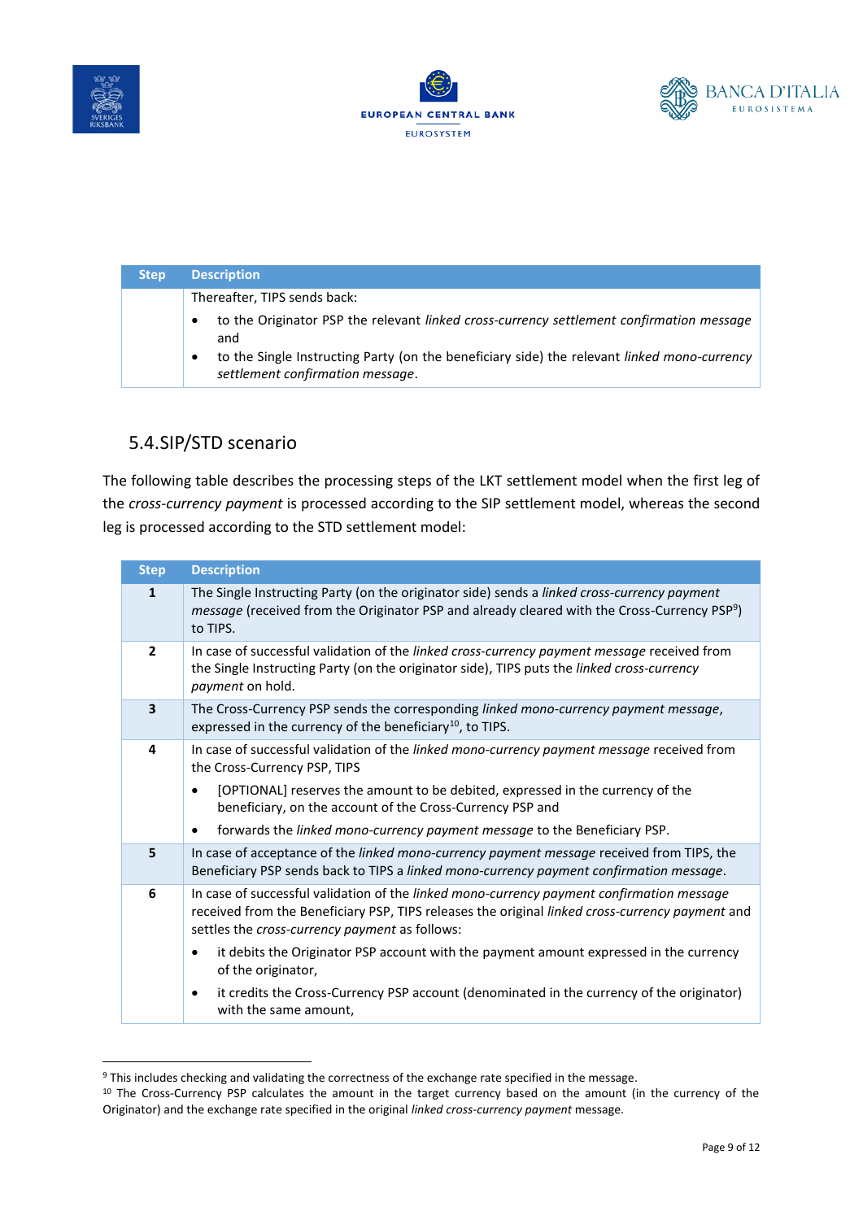| Step | Description |
| --- | --- |
| | Thereafter, TIPS sends back:<br>• to the Originator PSP the relevant *linked cross-currency settlement confirmation message* and<br>• to the Single Instructing Party (on the beneficiary side) the relevant *linked mono-currency settlement confirmation message*. |

## 5.4.SIP/STD scenario

The following table describes the processing steps of the LKT settlement model when the first leg of the *cross-currency payment* is processed according to the SIP settlement model, whereas the second leg is processed according to the STD settlement model:

| Step | Description |
| --- | --- |
| **1** | The Single Instructing Party (on the originator side) sends a *linked cross-currency payment message* (received from the Originator PSP and already cleared with the Cross-Currency PSP[9]) to TIPS. |
| **2** | In case of successful validation of the *linked cross-currency payment message* received from the Single Instructing Party (on the originator side), TIPS puts the *linked cross-currency payment* on hold. |
| **3** | The Cross-Currency PSP sends the corresponding *linked mono-currency payment message*, expressed in the currency of the beneficiary[10], to TIPS. |
| **4** | In case of successful validation of the *linked mono-currency payment message* received from the Cross-Currency PSP, TIPS<br>• [OPTIONAL] reserves the amount to be debited, expressed in the currency of the beneficiary, on the account of the Cross-Currency PSP and<br>• forwards the *linked mono-currency payment message* to the Beneficiary PSP. |
| **5** | In case of acceptance of the *linked mono-currency payment message* received from TIPS, the Beneficiary PSP sends back to TIPS a *linked mono-currency payment confirmation message*. |
| **6** | In case of successful validation of the *linked mono-currency payment confirmation message* received from the Beneficiary PSP, TIPS releases the original *linked cross-currency payment* and settles the *cross-currency payment* as follows:<br>• it debits the Originator PSP account with the payment amount expressed in the currency of the originator,<br>• it credits the Cross-Currency PSP account (denominated in the currency of the originator) with the same amount, |

[9] This includes checking and validating the correctness of the exchange rate specified in the message.

[10] The Cross-Currency PSP calculates the amount in the target currency based on the amount (in the currency of the Originator) and the exchange rate specified in the original *linked cross-currency payment* message.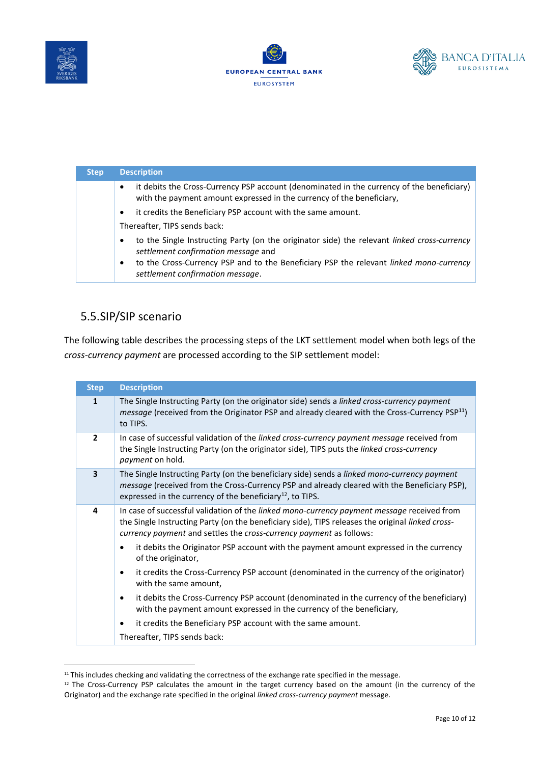| Step | Description |
|---|---|
| | • it debits the Cross-Currency PSP account (denominated in the currency of the beneficiary) with the payment amount expressed in the currency of the beneficiary,<br>• it credits the Beneficiary PSP account with the same amount.<br>Thereafter, TIPS sends back:<br>• to the Single Instructing Party (on the originator side) the relevant *linked cross-currency settlement confirmation message* and<br>• to the Cross-Currency PSP and to the Beneficiary PSP the relevant *linked mono-currency settlement confirmation message*. |

## 5.5. SIP/SIP scenario

The following table describes the processing steps of the LKT settlement model when both legs of the *cross-currency payment* are processed according to the SIP settlement model:

| Step | Description |
|---|---|
| **1** | The Single Instructing Party (on the originator side) sends a *linked cross-currency payment message* (received from the Originator PSP and already cleared with the Cross-Currency PSP[11]) to TIPS. |
| **2** | In case of successful validation of the *linked cross-currency payment message* received from the Single Instructing Party (on the originator side), TIPS puts the *linked cross-currency payment* on hold. |
| **3** | The Single Instructing Party (on the beneficiary side) sends a *linked mono-currency payment message* (received from the Cross-Currency PSP and already cleared with the Beneficiary PSP), expressed in the currency of the beneficiary[12], to TIPS. |
| **4** | In case of successful validation of the *linked mono-currency payment message* received from the Single Instructing Party (on the beneficiary side), TIPS releases the original *linked cross-currency payment* and settles the *cross-currency payment* as follows:<br>• it debits the Originator PSP account with the payment amount expressed in the currency of the originator,<br>• it credits the Cross-Currency PSP account (denominated in the currency of the originator) with the same amount,<br>• it debits the Cross-Currency PSP account (denominated in the currency of the beneficiary) with the payment amount expressed in the currency of the beneficiary,<br>• it credits the Beneficiary PSP account with the same amount.<br>Thereafter, TIPS sends back: |

[11] This includes checking and validating the correctness of the exchange rate specified in the message.

[12] The Cross-Currency PSP calculates the amount in the target currency based on the amount (in the currency of the Originator) and the exchange rate specified in the original *linked cross-currency payment* message.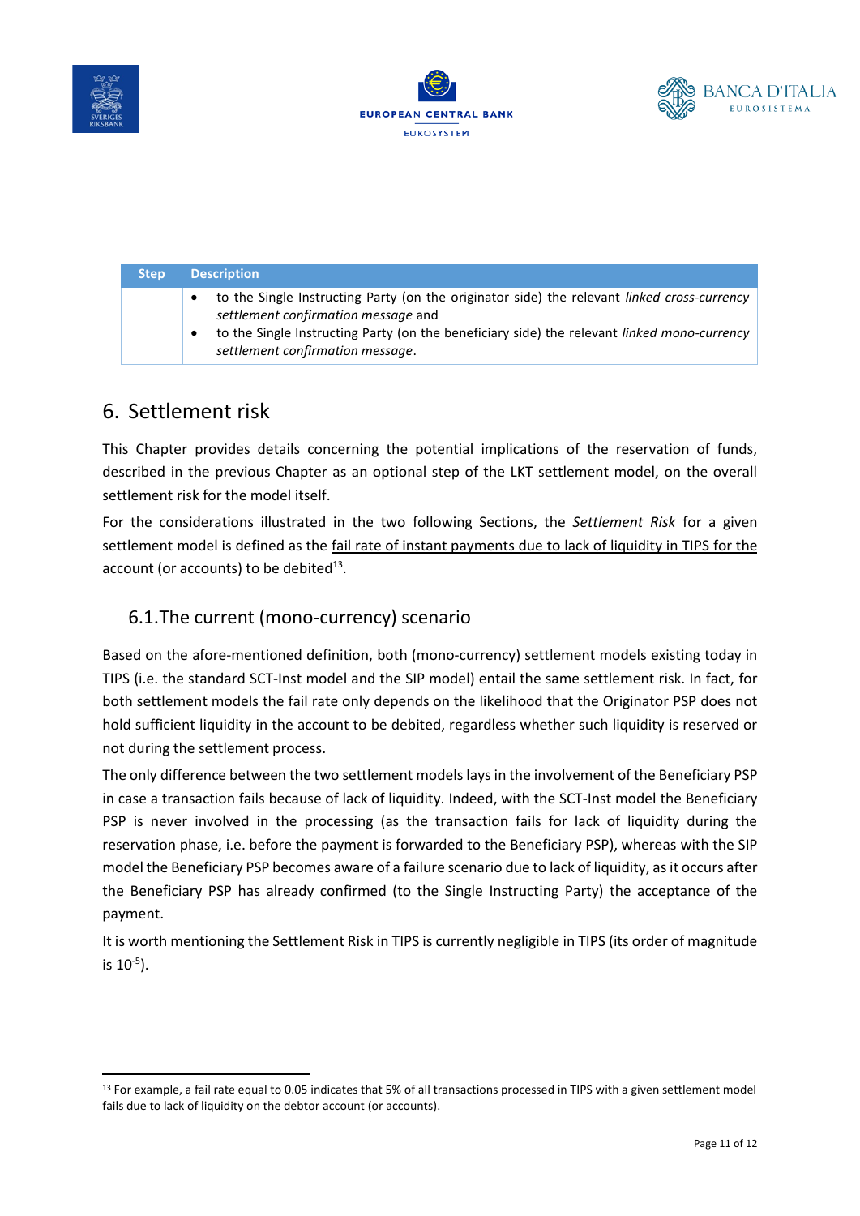| Step | Description |
|---|---|
| | • to the Single Instructing Party (on the originator side) the relevant *linked cross-currency settlement confirmation message* and<br>• to the Single Instructing Party (on the beneficiary side) the relevant *linked mono-currency settlement confirmation message*. |

# 6. Settlement risk

This Chapter provides details concerning the potential implications of the reservation of funds, described in the previous Chapter as an optional step of the LKT settlement model, on the overall settlement risk for the model itself.

For the considerations illustrated in the two following Sections, the *Settlement Risk* for a given settlement model is defined as the fail rate of instant payments due to lack of liquidity in TIPS for the account (or accounts) to be debited[13].

## 6.1. The current (mono-currency) scenario

Based on the afore-mentioned definition, both (mono-currency) settlement models existing today in TIPS (i.e. the standard SCT-Inst model and the SIP model) entail the same settlement risk. In fact, for both settlement models the fail rate only depends on the likelihood that the Originator PSP does not hold sufficient liquidity in the account to be debited, regardless whether such liquidity is reserved or not during the settlement process.

The only difference between the two settlement models lays in the involvement of the Beneficiary PSP in case a transaction fails because of lack of liquidity. Indeed, with the SCT-Inst model the Beneficiary PSP is never involved in the processing (as the transaction fails for lack of liquidity during the reservation phase, i.e. before the payment is forwarded to the Beneficiary PSP), whereas with the SIP model the Beneficiary PSP becomes aware of a failure scenario due to lack of liquidity, as it occurs after the Beneficiary PSP has already confirmed (to the Single Instructing Party) the acceptance of the payment.

It is worth mentioning the Settlement Risk in TIPS is currently negligible in TIPS (its order of magnitude is $10^{-5}$).

[13] For example, a fail rate equal to 0.05 indicates that 5% of all transactions processed in TIPS with a given settlement model fails due to lack of liquidity on the debtor account (or accounts).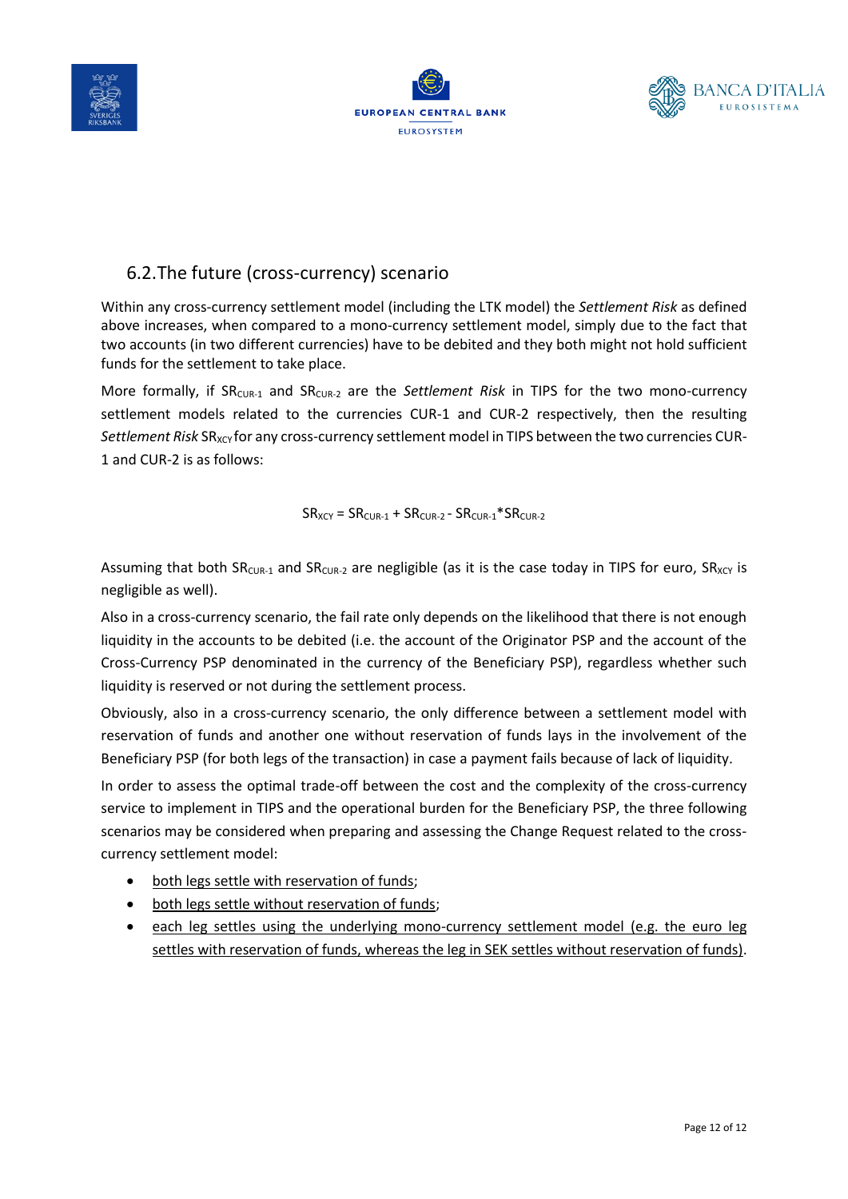## 6.2. The future (cross-currency) scenario

Within any cross-currency settlement model (including the LTK model) the *Settlement Risk* as defined above increases, when compared to a mono-currency settlement model, simply due to the fact that two accounts (in two different currencies) have to be debited and they both might not hold sufficient funds for the settlement to take place.

More formally, if $SR_{CUR\text{-}1}$ and $SR_{CUR\text{-}2}$ are the *Settlement Risk* in TIPS for the two mono-currency settlement models related to the currencies CUR-1 and CUR-2 respectively, then the resulting *Settlement Risk* $SR_{XCY}$ for any cross-currency settlement model in TIPS between the two currencies CUR-1 and CUR-2 is as follows:

$$SR_{XCY} = SR_{CUR\text{-}1} + SR_{CUR\text{-}2} - SR_{CUR\text{-}1} * SR_{CUR\text{-}2}$$

Assuming that both $SR_{CUR\text{-}1}$ and $SR_{CUR\text{-}2}$ are negligible (as it is the case today in TIPS for euro, $SR_{XCY}$ is negligible as well).

Also in a cross-currency scenario, the fail rate only depends on the likelihood that there is not enough liquidity in the accounts to be debited (i.e. the account of the Originator PSP and the account of the Cross-Currency PSP denominated in the currency of the Beneficiary PSP), regardless whether such liquidity is reserved or not during the settlement process.

Obviously, also in a cross-currency scenario, the only difference between a settlement model with reservation of funds and another one without reservation of funds lays in the involvement of the Beneficiary PSP (for both legs of the transaction) in case a payment fails because of lack of liquidity.

In order to assess the optimal trade-off between the cost and the complexity of the cross-currency service to implement in TIPS and the operational burden for the Beneficiary PSP, the three following scenarios may be considered when preparing and assessing the Change Request related to the cross-currency settlement model:

- both legs settle with reservation of funds;
- both legs settle without reservation of funds;
- each leg settles using the underlying mono-currency settlement model (e.g. the euro leg settles with reservation of funds, whereas the leg in SEK settles without reservation of funds).